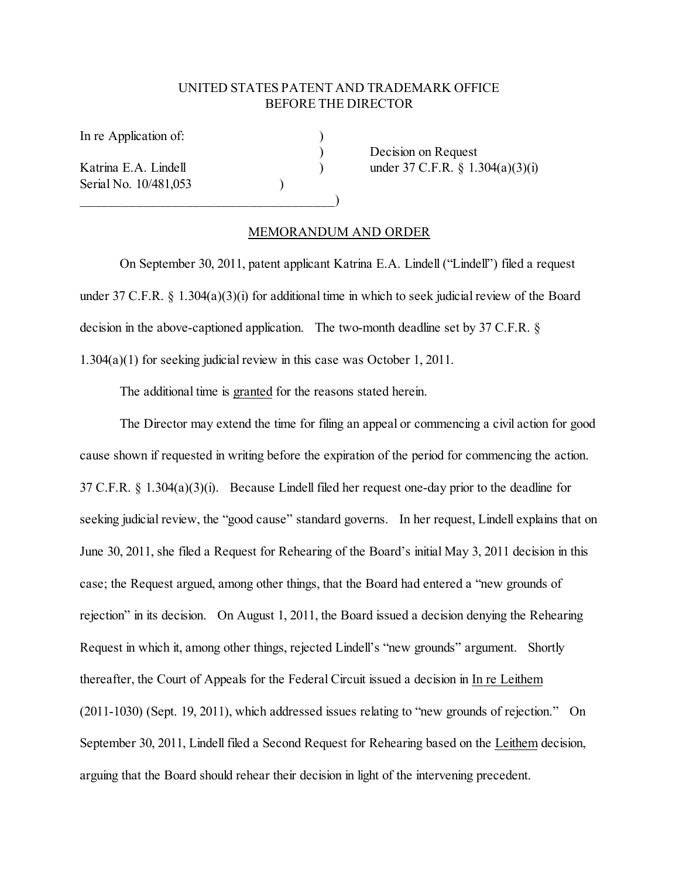UNITED STATES PATENT AND TRADEMARK OFFICE
BEFORE THE DIRECTOR

In re Application of: )
) Decision on Request
Katrina E.A. Lindell ) under 37 C.F.R. § 1.304(a)(3)(i)
Serial No. 10/481,053 )
______________________________________)

MEMORANDUM AND ORDER

On September 30, 2011, patent applicant Katrina E.A. Lindell ("Lindell") filed a request under 37 C.F.R. § 1.304(a)(3)(i) for additional time in which to seek judicial review of the Board decision in the above-captioned application. The two-month deadline set by 37 C.F.R. § 1.304(a)(1) for seeking judicial review in this case was October 1, 2011.

The additional time is granted for the reasons stated herein.

The Director may extend the time for filing an appeal or commencing a civil action for good cause shown if requested in writing before the expiration of the period for commencing the action. 37 C.F.R. § 1.304(a)(3)(i). Because Lindell filed her request one-day prior to the deadline for seeking judicial review, the "good cause" standard governs. In her request, Lindell explains that on June 30, 2011, she filed a Request for Rehearing of the Board's initial May 3, 2011 decision in this case; the Request argued, among other things, that the Board had entered a "new grounds of rejection" in its decision. On August 1, 2011, the Board issued a decision denying the Rehearing Request in which it, among other things, rejected Lindell's "new grounds" argument. Shortly thereafter, the Court of Appeals for the Federal Circuit issued a decision in In re Leithem (2011-1030) (Sept. 19, 2011), which addressed issues relating to "new grounds of rejection." On September 30, 2011, Lindell filed a Second Request for Rehearing based on the Leithem decision, arguing that the Board should rehear their decision in light of the intervening precedent.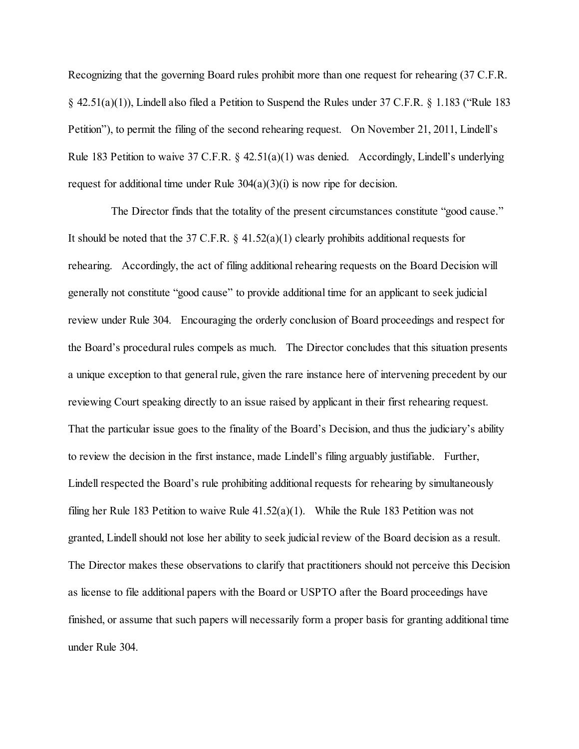Recognizing that the governing Board rules prohibit more than one request for rehearing (37 C.F.R. § 42.51(a)(1)), Lindell also filed a Petition to Suspend the Rules under 37 C.F.R. § 1.183 ("Rule 183 Petition"), to permit the filing of the second rehearing request. On November 21, 2011, Lindell's Rule 183 Petition to waive 37 C.F.R. § 42.51(a)(1) was denied. Accordingly, Lindell's underlying request for additional time under Rule 304(a)(3)(i) is now ripe for decision.

The Director finds that the totality of the present circumstances constitute "good cause." It should be noted that the 37 C.F.R. § 41.52(a)(1) clearly prohibits additional requests for rehearing. Accordingly, the act of filing additional rehearing requests on the Board Decision will generally not constitute "good cause" to provide additional time for an applicant to seek judicial review under Rule 304. Encouraging the orderly conclusion of Board proceedings and respect for the Board's procedural rules compels as much. The Director concludes that this situation presents a unique exception to that general rule, given the rare instance here of intervening precedent by our reviewing Court speaking directly to an issue raised by applicant in their first rehearing request. That the particular issue goes to the finality of the Board's Decision, and thus the judiciary's ability to review the decision in the first instance, made Lindell's filing arguably justifiable. Further, Lindell respected the Board's rule prohibiting additional requests for rehearing by simultaneously filing her Rule 183 Petition to waive Rule 41.52(a)(1). While the Rule 183 Petition was not granted, Lindell should not lose her ability to seek judicial review of the Board decision as a result. The Director makes these observations to clarify that practitioners should not perceive this Decision as license to file additional papers with the Board or USPTO after the Board proceedings have finished, or assume that such papers will necessarily form a proper basis for granting additional time under Rule 304.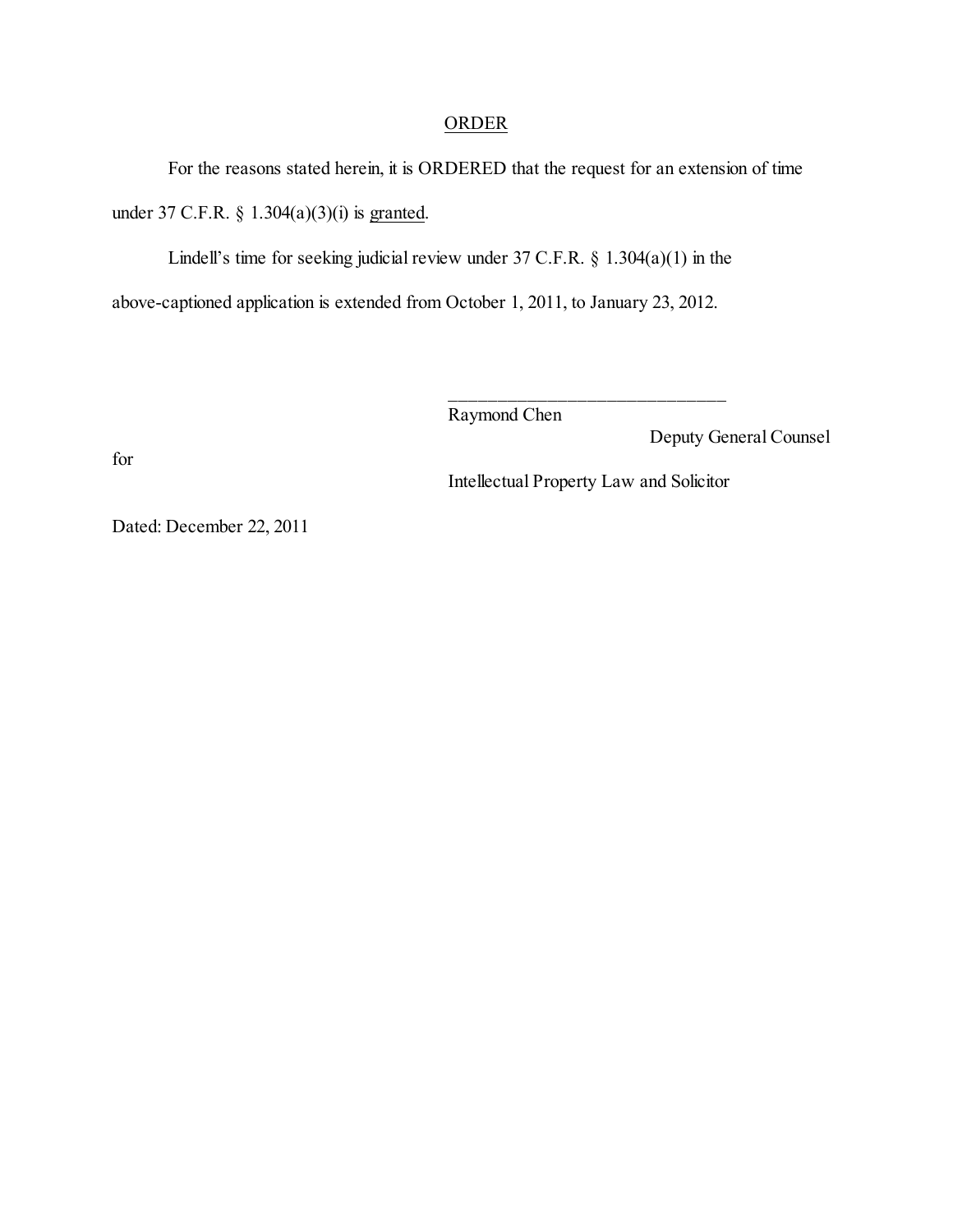# ORDER

For the reasons stated herein, it is ORDERED that the request for an extension of time under 37 C.F.R. § 1.304(a)(3)(i) is granted.

Lindell's time for seeking judicial review under 37 C.F.R. § 1.304(a)(1) in the above-captioned application is extended from October 1, 2011, to January 23, 2012.

\_\_\_\_\_\_\_\_\_\_\_\_\_\_\_\_\_\_\_\_\_\_\_\_\_\_\_\_\_\_\_

Raymond Chen

Deputy General Counsel

for

Intellectual Property Law and Solicitor

Dated: December 22, 2011